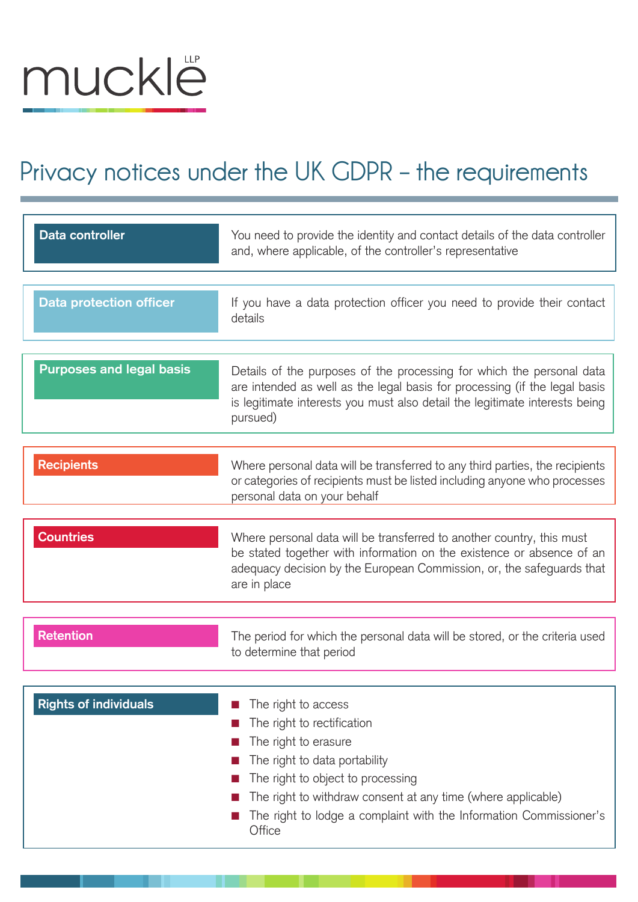muckle LLP

# Privacy notices under the UK GDPR – the requirements

| Requirement | Details |
| --- | --- |
| **Data controller** | You need to provide the identity and contact details of the data controller and, where applicable, of the controller's representative |
| **Data protection officer** | If you have a data protection officer you need to provide their contact details |
| **Purposes and legal basis** | Details of the purposes of the processing for which the personal data are intended as well as the legal basis for processing (if the legal basis is legitimate interests you must also detail the legitimate interests being pursued) |
| **Recipients** | Where personal data will be transferred to any third parties, the recipients or categories of recipients must be listed including anyone who processes personal data on your behalf |
| **Countries** | Where personal data will be transferred to another country, this must be stated together with information on the existence or absence of an adequacy decision by the European Commission, or, the safeguards that are in place |
| **Retention** | The period for which the personal data will be stored, or the criteria used to determine that period |
| **Rights of individuals** | The right to access<br>The right to rectification<br>The right to erasure<br>The right to data portability<br>The right to object to processing<br>The right to withdraw consent at any time (where applicable)<br>The right to lodge a complaint with the Information Commissioner's Office |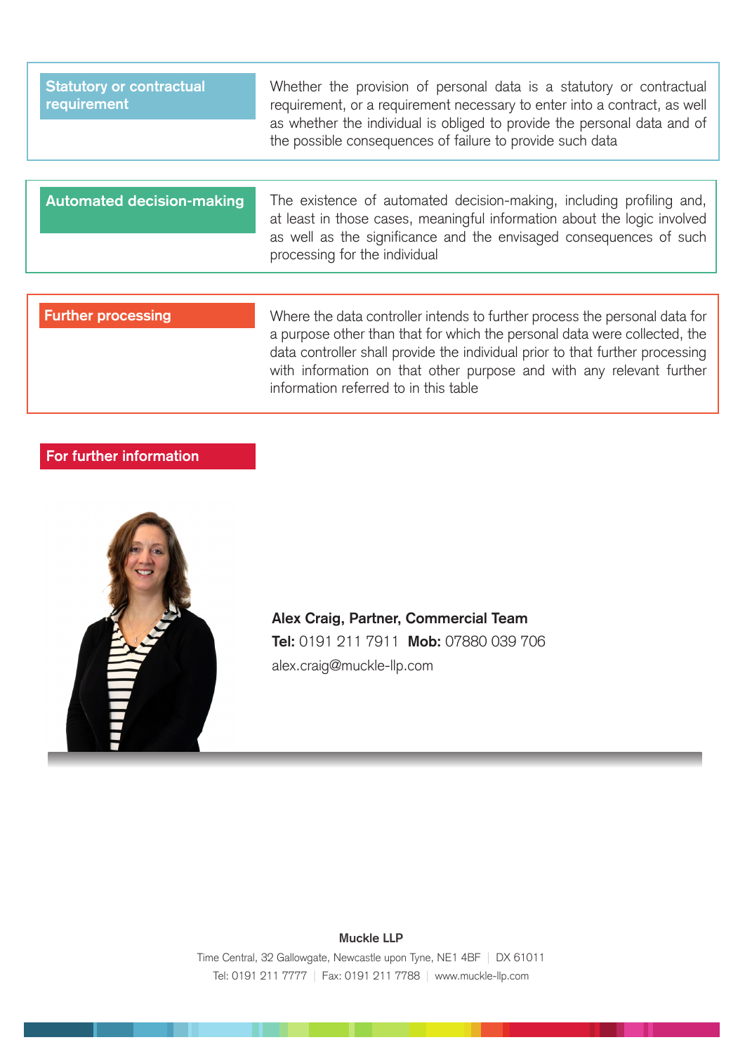| | |
|---|---|
| **Statutory or contractual requirement** | Whether the provision of personal data is a statutory or contractual requirement, or a requirement necessary to enter into a contract, as well as whether the individual is obliged to provide the personal data and of the possible consequences of failure to provide such data |

| | |
|---|---|
| **Automated decision-making** | The existence of automated decision-making, including profiling and, at least in those cases, meaningful information about the logic involved as well as the significance and the envisaged consequences of such processing for the individual |

| | |
|---|---|
| **Further processing** | Where the data controller intends to further process the personal data for a purpose other than that for which the personal data were collected, the data controller shall provide the individual prior to that further processing with information on that other purpose and with any relevant further information referred to in this table |

## For further information

**Alex Craig, Partner, Commercial Team**
**Tel:** 0191 211 7911 **Mob:** 07880 039 706
alex.craig@muckle-llp.com

**Muckle LLP**
Time Central, 32 Gallowgate, Newcastle upon Tyne, NE1 4BF | DX 61011
Tel: 0191 211 7777 | Fax: 0191 211 7788 | www.muckle-llp.com